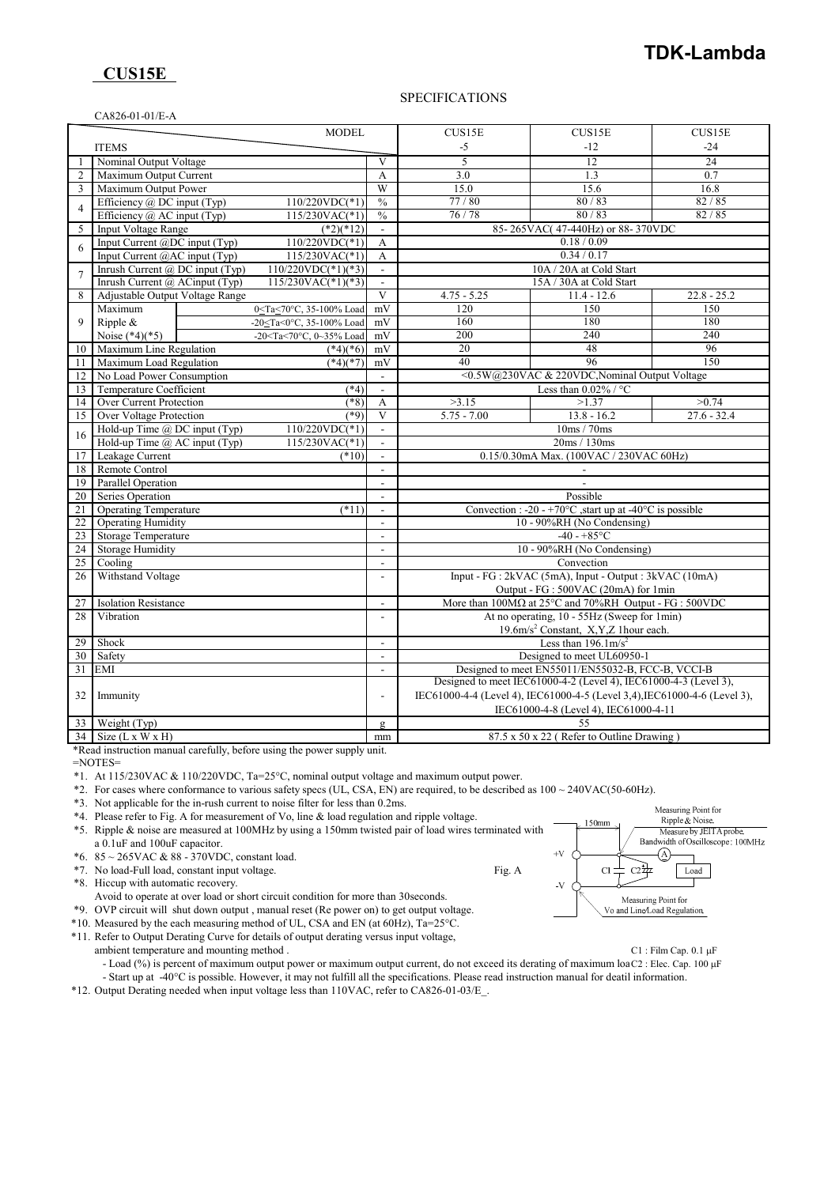# CUS15E

**TDK-Lambda**

SPECIFICATIONS

CA826-01-01/E-A

| | ITEMS | | MODEL | | CUS15E -5 | CUS15E -12 | CUS15E -24 |
|---|---|---|---|---|---|---|---|
| 1 | Nominal Output Voltage | | | V | 5 | 12 | 24 |
| 2 | Maximum Output Current | | | A | 3.0 | 1.3 | 0.7 |
| 3 | Maximum Output Power | | | W | 15.0 | 15.6 | 16.8 |
| 4 | Efficiency @ DC input (Typ) | | 110/220VDC(*1) | % | 77 / 80 | 80 / 83 | 82 / 85 |
| | Efficiency @ AC input (Typ) | | 115/230VAC(*1) | % | 76 / 78 | 80 / 83 | 82 / 85 |
| 5 | Input Voltage Range | | (*2)(*12) | - | 85- 265VAC( 47-440Hz) or 88- 370VDC | | |
| 6 | Input Current @DC input (Typ) | | 110/220VDC(*1) | A | 0.18 / 0.09 | | |
| | Input Current @AC input (Typ) | | 115/230VAC(*1) | A | 0.34 / 0.17 | | |
| 7 | Inrush Current @ DC input (Typ) | | 110/220VDC(*1)(*3) | - | 10A / 20A at Cold Start | | |
| | Inrush Current @ ACinput (Typ) | | 115/230VAC(*1)(*3) | - | 15A / 30A at Cold Start | | |
| 8 | Adjustable Output Voltage Range | | | V | 4.75 - 5.25 | 11.4 - 12.6 | 22.8 - 25.2 |
| 9 | Maximum Ripple & Noise (*4)(*5) | | 0≤Ta≤70°C, 35-100% Load | mV | 120 | 150 | 150 |
| | | | -20≤Ta<0°C, 35-100% Load | mV | 160 | 180 | 180 |
| | | | -20<Ta<70°C, 0-35% Load | mV | 200 | 240 | 240 |
| 10 | Maximum Line Regulation | | (*4)(*6) | mV | 20 | 48 | 96 |
| 11 | Maximum Load Regulation | | (*4)(*7) | mV | 40 | 96 | 150 |
| 12 | No Load Power Consumption | | | - | <0.5W@230VAC & 220VDC,Nominal Output Voltage | | |
| 13 | Temperature Coefficient | | (*4) | - | Less than 0.02% / °C | | |
| 14 | Over Current Protection | | (*8) | A | >3.15 | >1.37 | >0.74 |
| 15 | Over Voltage Protection | | (*9) | V | 5.75 - 7.00 | 13.8 - 16.2 | 27.6 - 32.4 |
| 16 | Hold-up Time @ DC input (Typ) | | 110/220VDC(*1) | - | 10ms / 70ms | | |
| | Hold-up Time @ AC input (Typ) | | 115/230VAC(*1) | - | 20ms / 130ms | | |
| 17 | Leakage Current | | (*10) | - | 0.15/0.30mA Max. (100VAC / 230VAC 60Hz) | | |
| 18 | Remote Control | | | - | - | | |
| 19 | Parallel Operation | | | - | - | | |
| 20 | Series Operation | | | - | Possible | | |
| 21 | Operating Temperature | | (*11) | - | Convection : -20 - +70°C ,start up at -40°C is possible | | |
| 22 | Operating Humidity | | | - | 10 - 90%RH (No Condensing) | | |
| 23 | Storage Temperature | | | - | -40 - +85°C | | |
| 24 | Storage Humidity | | | - | 10 - 90%RH (No Condensing) | | |
| 25 | Cooling | | | - | Convection | | |
| 26 | Withstand Voltage | | | - | Input - FG : 2kVAC (5mA), Input - Output : 3kVAC (10mA) Output - FG : 500VAC (20mA) for 1min | | |
| 27 | Isolation Resistance | | | - | More than 100MΩ at 25°C and 70%RH Output - FG : 500VDC | | |
| 28 | Vibration | | | - | At no operating, 10 - 55Hz (Sweep for 1min) 19.6m/s² Constant, X,Y,Z 1hour each. | | |
| 29 | Shock | | | - | Less than 196.1m/s² | | |
| 30 | Safety | | | - | Designed to meet UL60950-1 | | |
| 31 | EMI | | | - | Designed to meet EN55011/EN55032-B, FCC-B, VCCI-B | | |
| 32 | Immunity | | | - | Designed to meet IEC61000-4-2 (Level 4), IEC61000-4-3 (Level 3), IEC61000-4-4 (Level 4), IEC61000-4-5 (Level 3,4),IEC61000-4-6 (Level 3), IEC61000-4-8 (Level 4), IEC61000-4-11 | | |
| 33 | Weight (Typ) | | | g | 55 | | |
| 34 | Size (L x W x H) | | | mm | 87.5 x 50 x 22 ( Refer to Outline Drawing ) | | |

*Read instruction manual carefully, before using the power supply unit.

=NOTES=

*1. At 115/230VAC & 110/220VDC, Ta=25°C, nominal output voltage and maximum output power.

*2. For cases where conformance to various safety specs (UL, CSA, EN) are required, to be described as 100 ~ 240VAC(50-60Hz).

*3. Not applicable for the in-rush current to noise filter for less than 0.2ms.

*4. Please refer to Fig. A for measurement of Vo, line & load regulation and ripple voltage.

*5. Ripple & noise are measured at 100MHz by using a 150mm twisted pair of load wires terminated with a 0.1uF and 100uF capacitor.

*6. 85 ~ 265VAC & 88 - 370VDC, constant load.

*7. No load-Full load, constant input voltage.

*8. Hiccup with automatic recovery.
Avoid to operate at over load or short circuit condition for more than 30seconds.

*9. OVP circuit will shut down output , manual reset (Re power on) to get output voltage.

*10. Measured by the each measuring method of UL, CSA and EN (at 60Hz), Ta=25°C.

*11. Refer to Output Derating Curve for details of output derating versus input voltage, ambient temperature and mounting method .
- Load (%) is percent of maximum output power or maximum output current, do not exceed its derating of maximum load.
- Start up at -40°C is possible. However, it may not fulfill all the specifications. Please read instruction manual for deatil information.

*12. Output Derating needed when input voltage less than 110VAC, refer to CA826-01-03/E_.

Fig. A

Measuring Point for Ripple & Noise. Measure by JEITA probe. Bandwidth of Oscilloscope : 100MHz

150mm

Measuring Point for Vo and Line/Load Regulation.

C1 : Film Cap. 0.1 μF
C2 : Elec. Cap. 100 μF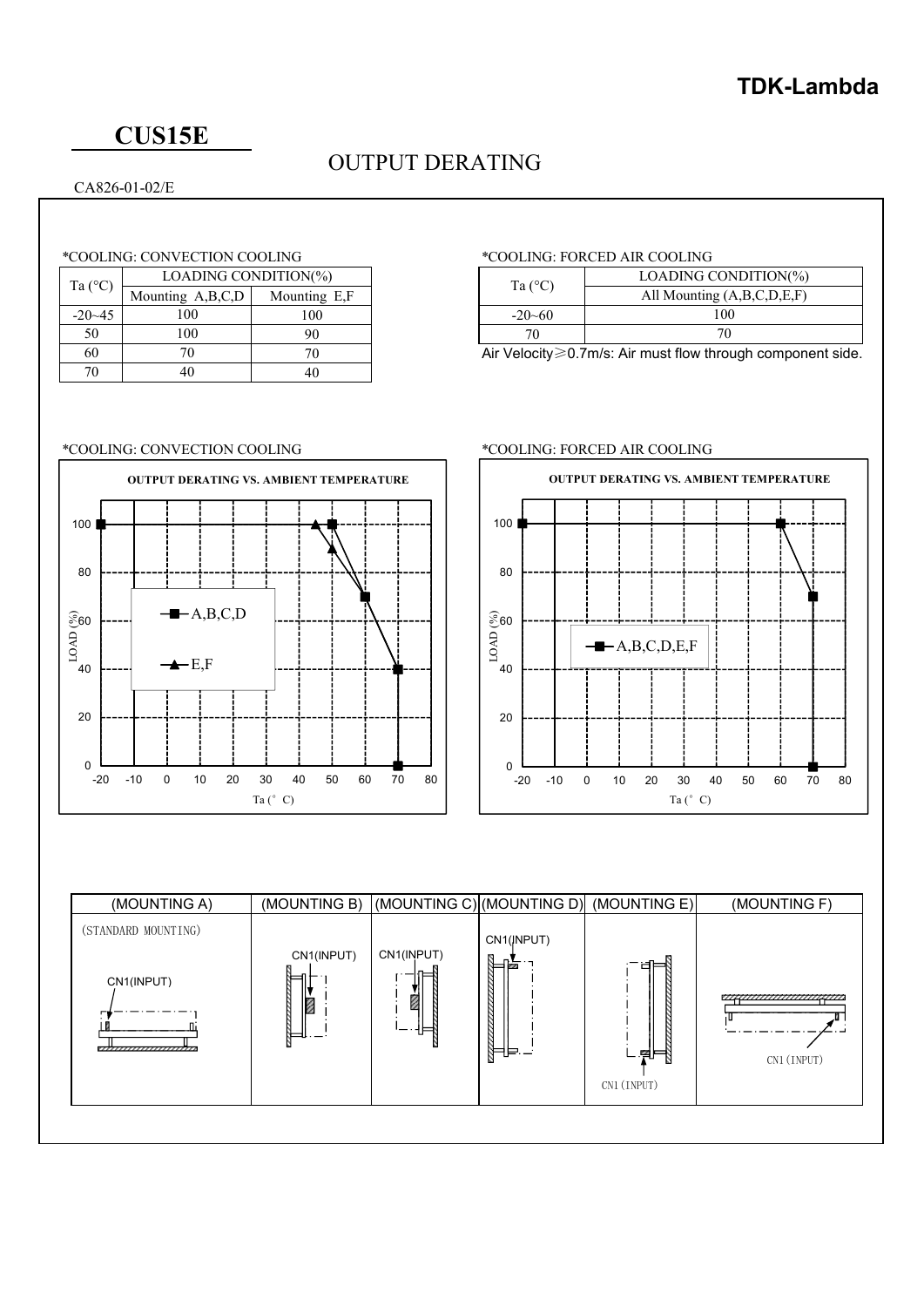**TDK-Lambda**

# CUS15E

## OUTPUT DERATING

CA826-01-02/E

*COOLING: CONVECTION COOLING

| Ta (°C) | LOADING CONDITION(%) | |
|---|---|---|
| | Mounting A,B,C,D | Mounting E,F |
| -20~45 | 100 | 100 |
| 50 | 100 | 90 |
| 60 | 70 | 70 |
| 70 | 40 | 40 |

*COOLING: FORCED AIR COOLING

| Ta (°C) | LOADING CONDITION(%) |
|---|---|
| | All Mounting (A,B,C,D,E,F) |
| -20~60 | 100 |
| 70 | 70 |

Air Velocity≥0.7m/s: Air must flow through component side.

*COOLING: CONVECTION COOLING

OUTPUT DERATING VS. AMBIENT TEMPERATURE

LOAD (%) vs. Ta (°C) — A,B,C,D; E,F

*COOLING: FORCED AIR COOLING

OUTPUT DERATING VS. AMBIENT TEMPERATURE

LOAD (%) vs. Ta (°C) — A,B,C,D,E,F

| (MOUNTING A) | (MOUNTING B) | (MOUNTING C) | (MOUNTING D) | (MOUNTING E) | (MOUNTING F) |
|---|---|---|---|---|---|
| (STANDARD MOUNTING) CN1(INPUT) | CN1(INPUT) | CN1(INPUT) | CN1(INPUT) | CN1(INPUT) | CN1(INPUT) |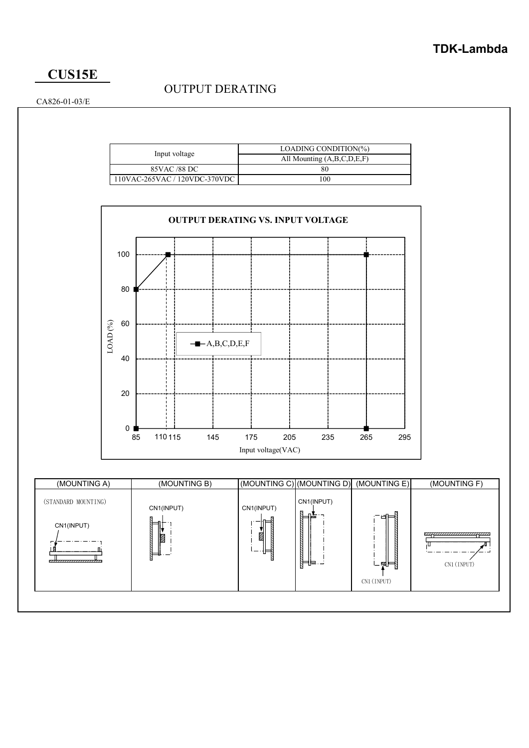**TDK-Lambda**

# CUS15E

## OUTPUT DERATING

CA826-01-03/E

| Input voltage | LOADING CONDITION(%) |
|---|---|
| | All Mounting (A,B,C,D,E,F) |
| 85VAC /88 DC | 80 |
| 110VAC-265VAC / 120VDC-370VDC | 100 |

OUTPUT DERATING VS. INPUT VOLTAGE

LOAD (%)

100
80
60
40
20
0

85 110 115 145 175 205 235 265 295

Input voltage(VAC)

A,B,C,D,E,F

(MOUNTING A)
(STANDARD MOUNTING)
CN1(INPUT)

(MOUNTING B)
CN1(INPUT)

(MOUNTING C)
CN1(INPUT)

(MOUNTING D)
CN1(INPUT)

(MOUNTING E)
CN1(INPUT)

(MOUNTING F)
CN1(INPUT)